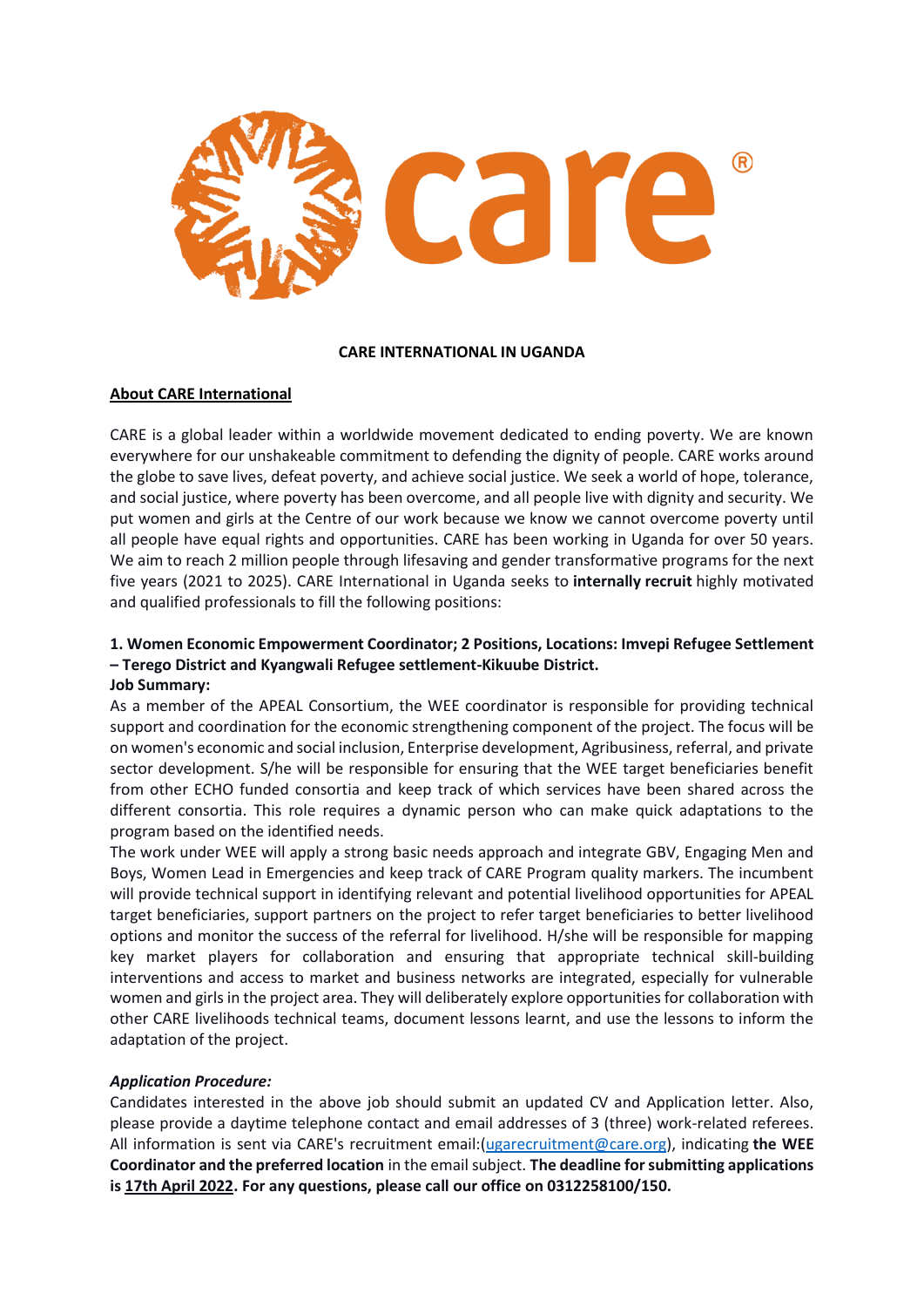**CARE INTERNATIONAL IN UGANDA**

**About CARE International**

CARE is a global leader within a worldwide movement dedicated to ending poverty. We are known everywhere for our unshakeable commitment to defending the dignity of people. CARE works around the globe to save lives, defeat poverty, and achieve social justice. We seek a world of hope, tolerance, and social justice, where poverty has been overcome, and all people live with dignity and security. We put women and girls at the Centre of our work because we know we cannot overcome poverty until all people have equal rights and opportunities. CARE has been working in Uganda for over 50 years. We aim to reach 2 million people through lifesaving and gender transformative programs for the next five years (2021 to 2025). CARE International in Uganda seeks to **internally recruit** highly motivated and qualified professionals to fill the following positions:

**1. Women Economic Empowerment Coordinator; 2 Positions, Locations: Imvepi Refugee Settlement – Terego District and Kyangwali Refugee settlement-Kikuube District.**

**Job Summary:**

As a member of the APEAL Consortium, the WEE coordinator is responsible for providing technical support and coordination for the economic strengthening component of the project. The focus will be on women's economic and social inclusion, Enterprise development, Agribusiness, referral, and private sector development. S/he will be responsible for ensuring that the WEE target beneficiaries benefit from other ECHO funded consortia and keep track of which services have been shared across the different consortia. This role requires a dynamic person who can make quick adaptations to the program based on the identified needs.

The work under WEE will apply a strong basic needs approach and integrate GBV, Engaging Men and Boys, Women Lead in Emergencies and keep track of CARE Program quality markers. The incumbent will provide technical support in identifying relevant and potential livelihood opportunities for APEAL target beneficiaries, support partners on the project to refer target beneficiaries to better livelihood options and monitor the success of the referral for livelihood. H/she will be responsible for mapping key market players for collaboration and ensuring that appropriate technical skill-building interventions and access to market and business networks are integrated, especially for vulnerable women and girls in the project area. They will deliberately explore opportunities for collaboration with other CARE livelihoods technical teams, document lessons learnt, and use the lessons to inform the adaptation of the project.

***Application Procedure:***

Candidates interested in the above job should submit an updated CV and Application letter. Also, please provide a daytime telephone contact and email addresses of 3 (three) work-related referees. All information is sent via CARE's recruitment email:(ugarecruitment@care.org), indicating **the WEE Coordinator and the preferred location** in the email subject. **The deadline for submitting applications is 17th April 2022. For any questions, please call our office on 0312258100/150.**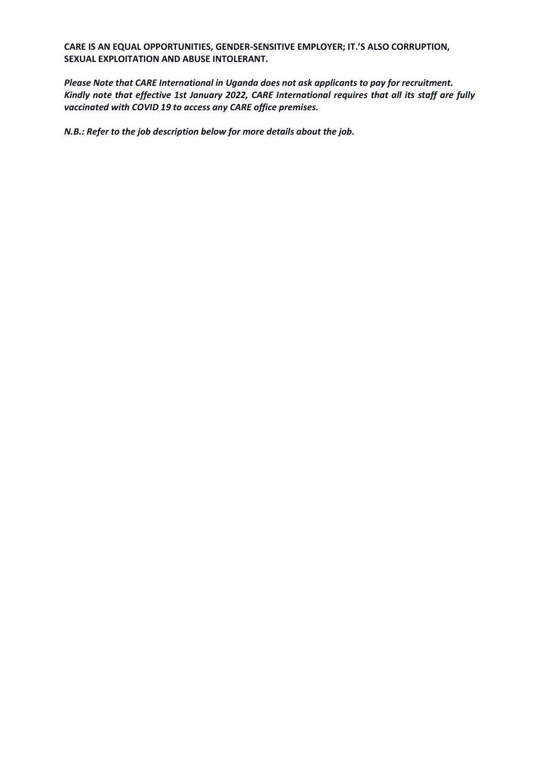**CARE IS AN EQUAL OPPORTUNITIES, GENDER-SENSITIVE EMPLOYER; IT.'S ALSO CORRUPTION, SEXUAL EXPLOITATION AND ABUSE INTOLERANT.**

***Please Note that CARE International in Uganda does not ask applicants to pay for recruitment. Kindly note that effective 1st January 2022, CARE International requires that all its staff are fully vaccinated with COVID 19 to access any CARE office premises.***

***N.B.: Refer to the job description below for more details about the job.***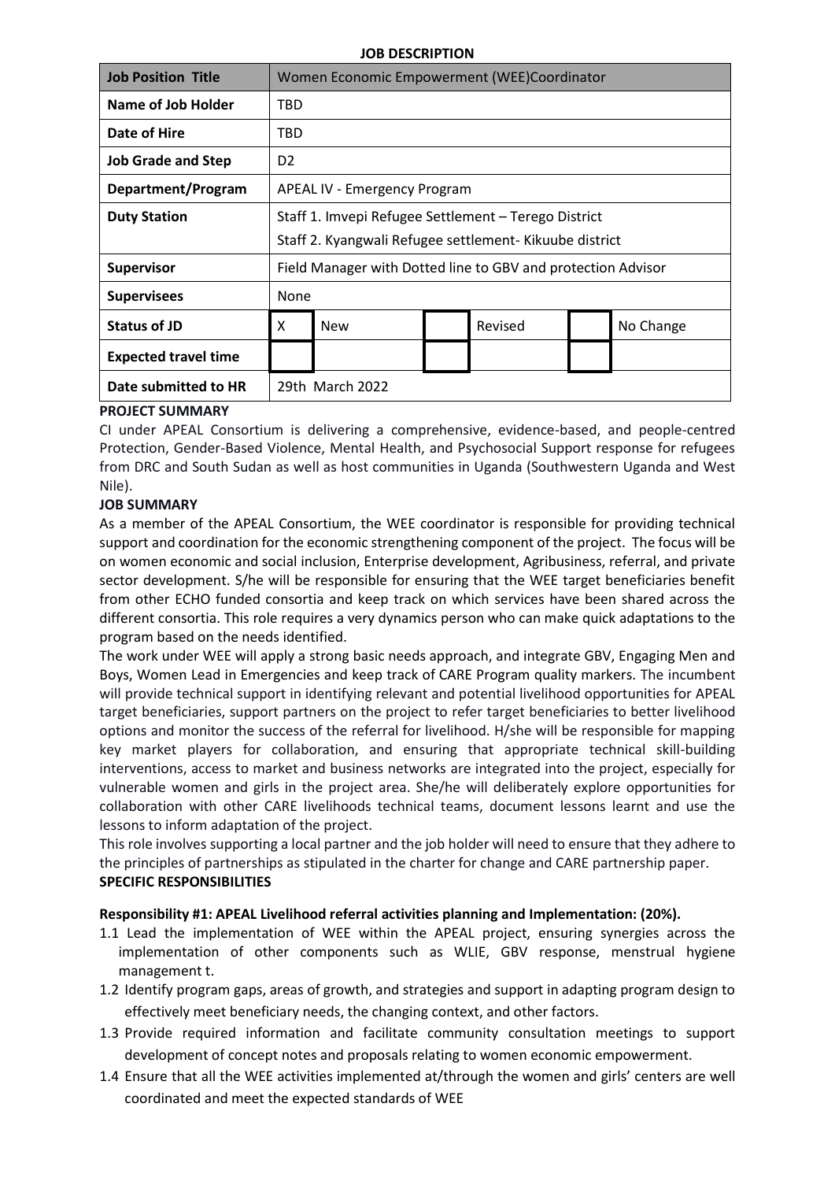**JOB DESCRIPTION**

| Job Position Title | Women Economic Empowerment (WEE)Coordinator | | | | | |
|---|---|---|---|---|---|---|
| **Name of Job Holder** | TBD | | | | | |
| **Date of Hire** | TBD | | | | | |
| **Job Grade and Step** | D2 | | | | | |
| **Department/Program** | APEAL IV - Emergency Program | | | | | |
| **Duty Station** | Staff 1. Imvepi Refugee Settlement – Terego District<br>Staff 2. Kyangwali Refugee settlement- Kikuube district | | | | | |
| **Supervisor** | Field Manager with Dotted line to GBV and protection Advisor | | | | | |
| **Supervisees** | None | | | | | |
| **Status of JD** | X | New | | Revised | | No Change |
| **Expected travel time** | | | | | | |
| **Date submitted to HR** | 29th March 2022 | | | | | |

**PROJECT SUMMARY**

CI under APEAL Consortium is delivering a comprehensive, evidence-based, and people-centred Protection, Gender-Based Violence, Mental Health, and Psychosocial Support response for refugees from DRC and South Sudan as well as host communities in Uganda (Southwestern Uganda and West Nile).

**JOB SUMMARY**

As a member of the APEAL Consortium, the WEE coordinator is responsible for providing technical support and coordination for the economic strengthening component of the project. The focus will be on women economic and social inclusion, Enterprise development, Agribusiness, referral, and private sector development. S/he will be responsible for ensuring that the WEE target beneficiaries benefit from other ECHO funded consortia and keep track on which services have been shared across the different consortia. This role requires a very dynamics person who can make quick adaptations to the program based on the needs identified.

The work under WEE will apply a strong basic needs approach, and integrate GBV, Engaging Men and Boys, Women Lead in Emergencies and keep track of CARE Program quality markers. The incumbent will provide technical support in identifying relevant and potential livelihood opportunities for APEAL target beneficiaries, support partners on the project to refer target beneficiaries to better livelihood options and monitor the success of the referral for livelihood. H/she will be responsible for mapping key market players for collaboration, and ensuring that appropriate technical skill-building interventions, access to market and business networks are integrated into the project, especially for vulnerable women and girls in the project area. She/he will deliberately explore opportunities for collaboration with other CARE livelihoods technical teams, document lessons learnt and use the lessons to inform adaptation of the project.

This role involves supporting a local partner and the job holder will need to ensure that they adhere to the principles of partnerships as stipulated in the charter for change and CARE partnership paper.

**SPECIFIC RESPONSIBILITIES**

**Responsibility #1: APEAL Livelihood referral activities planning and Implementation: (20%).**

1.1 Lead the implementation of WEE within the APEAL project, ensuring synergies across the implementation of other components such as WLIE, GBV response, menstrual hygiene management t.
1.2 Identify program gaps, areas of growth, and strategies and support in adapting program design to effectively meet beneficiary needs, the changing context, and other factors.
1.3 Provide required information and facilitate community consultation meetings to support development of concept notes and proposals relating to women economic empowerment.
1.4 Ensure that all the WEE activities implemented at/through the women and girls' centers are well coordinated and meet the expected standards of WEE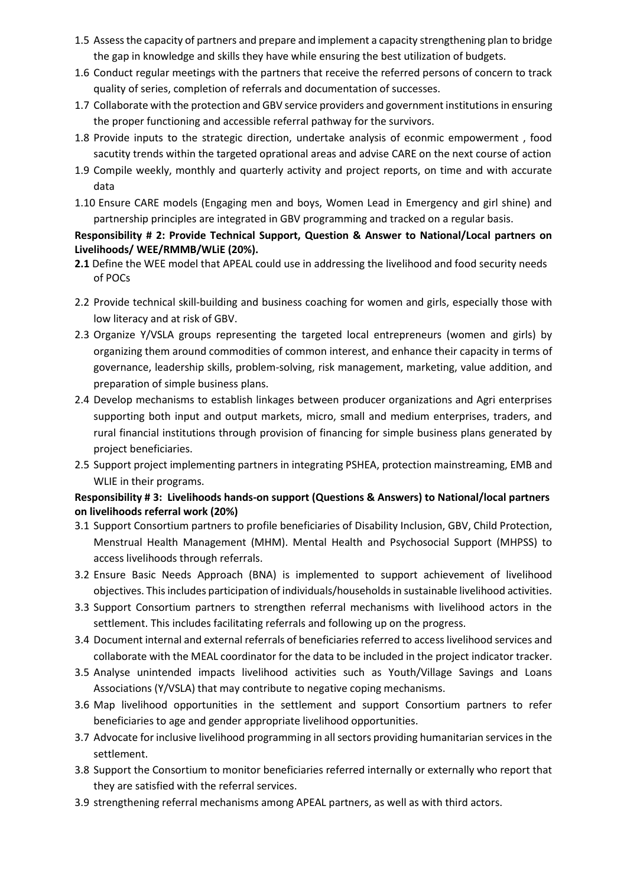1.5 Assess the capacity of partners and prepare and implement a capacity strengthening plan to bridge the gap in knowledge and skills they have while ensuring the best utilization of budgets.

1.6 Conduct regular meetings with the partners that receive the referred persons of concern to track quality of series, completion of referrals and documentation of successes.

1.7 Collaborate with the protection and GBV service providers and government institutions in ensuring the proper functioning and accessible referral pathway for the survivors.

1.8 Provide inputs to the strategic direction, undertake analysis of econmic empowerment , food sacutity trends within the targeted oprational areas and advise CARE on the next course of action

1.9 Compile weekly, monthly and quarterly activity and project reports, on time and with accurate data

1.10 Ensure CARE models (Engaging men and boys, Women Lead in Emergency and girl shine) and partnership principles are integrated in GBV programming and tracked on a regular basis.

**Responsibility # 2: Provide Technical Support, Question & Answer to National/Local partners on Livelihoods/ WEE/RMMB/WLiE (20%).**

**2.1** Define the WEE model that APEAL could use in addressing the livelihood and food security needs of POCs

2.2 Provide technical skill-building and business coaching for women and girls, especially those with low literacy and at risk of GBV.

2.3 Organize Y/VSLA groups representing the targeted local entrepreneurs (women and girls) by organizing them around commodities of common interest, and enhance their capacity in terms of governance, leadership skills, problem-solving, risk management, marketing, value addition, and preparation of simple business plans.

2.4 Develop mechanisms to establish linkages between producer organizations and Agri enterprises supporting both input and output markets, micro, small and medium enterprises, traders, and rural financial institutions through provision of financing for simple business plans generated by project beneficiaries.

2.5 Support project implementing partners in integrating PSHEA, protection mainstreaming, EMB and WLIE in their programs.

**Responsibility # 3: Livelihoods hands-on support (Questions & Answers) to National/local partners on livelihoods referral work (20%)**

3.1 Support Consortium partners to profile beneficiaries of Disability Inclusion, GBV, Child Protection, Menstrual Health Management (MHM). Mental Health and Psychosocial Support (MHPSS) to access livelihoods through referrals.

3.2 Ensure Basic Needs Approach (BNA) is implemented to support achievement of livelihood objectives. This includes participation of individuals/households in sustainable livelihood activities.

3.3 Support Consortium partners to strengthen referral mechanisms with livelihood actors in the settlement. This includes facilitating referrals and following up on the progress.

3.4 Document internal and external referrals of beneficiaries referred to access livelihood services and collaborate with the MEAL coordinator for the data to be included in the project indicator tracker.

3.5 Analyse unintended impacts livelihood activities such as Youth/Village Savings and Loans Associations (Y/VSLA) that may contribute to negative coping mechanisms.

3.6 Map livelihood opportunities in the settlement and support Consortium partners to refer beneficiaries to age and gender appropriate livelihood opportunities.

3.7 Advocate for inclusive livelihood programming in all sectors providing humanitarian services in the settlement.

3.8 Support the Consortium to monitor beneficiaries referred internally or externally who report that they are satisfied with the referral services.

3.9 strengthening referral mechanisms among APEAL partners, as well as with third actors.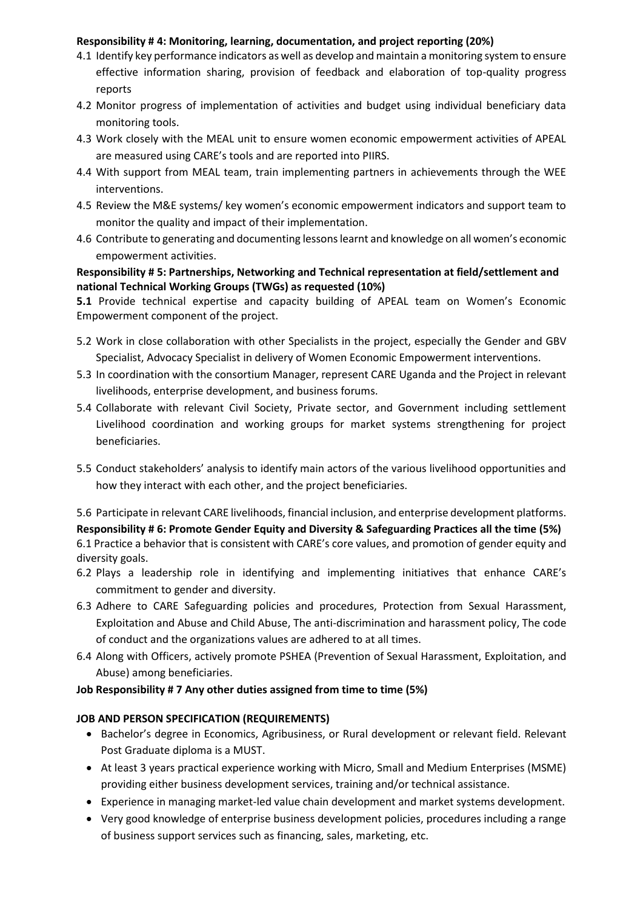**Responsibility # 4: Monitoring, learning, documentation, and project reporting (20%)**

4.1 Identify key performance indicators as well as develop and maintain a monitoring system to ensure effective information sharing, provision of feedback and elaboration of top-quality progress reports

4.2 Monitor progress of implementation of activities and budget using individual beneficiary data monitoring tools.

4.3 Work closely with the MEAL unit to ensure women economic empowerment activities of APEAL are measured using CARE's tools and are reported into PIIRS.

4.4 With support from MEAL team, train implementing partners in achievements through the WEE interventions.

4.5 Review the M&E systems/ key women's economic empowerment indicators and support team to monitor the quality and impact of their implementation.

4.6 Contribute to generating and documenting lessons learnt and knowledge on all women's economic empowerment activities.

**Responsibility # 5: Partnerships, Networking and Technical representation at field/settlement and national Technical Working Groups (TWGs) as requested (10%)**

**5.1** Provide technical expertise and capacity building of APEAL team on Women's Economic Empowerment component of the project.

5.2 Work in close collaboration with other Specialists in the project, especially the Gender and GBV Specialist, Advocacy Specialist in delivery of Women Economic Empowerment interventions.

5.3 In coordination with the consortium Manager, represent CARE Uganda and the Project in relevant livelihoods, enterprise development, and business forums.

5.4 Collaborate with relevant Civil Society, Private sector, and Government including settlement Livelihood coordination and working groups for market systems strengthening for project beneficiaries.

5.5 Conduct stakeholders' analysis to identify main actors of the various livelihood opportunities and how they interact with each other, and the project beneficiaries.

5.6 Participate in relevant CARE livelihoods, financial inclusion, and enterprise development platforms.

**Responsibility # 6: Promote Gender Equity and Diversity & Safeguarding Practices all the time (5%)**

6.1 Practice a behavior that is consistent with CARE's core values, and promotion of gender equity and diversity goals.

6.2 Plays a leadership role in identifying and implementing initiatives that enhance CARE's commitment to gender and diversity.

6.3 Adhere to CARE Safeguarding policies and procedures, Protection from Sexual Harassment, Exploitation and Abuse and Child Abuse, The anti-discrimination and harassment policy, The code of conduct and the organizations values are adhered to at all times.

6.4 Along with Officers, actively promote PSHEA (Prevention of Sexual Harassment, Exploitation, and Abuse) among beneficiaries.

**Job Responsibility # 7 Any other duties assigned from time to time (5%)**

**JOB AND PERSON SPECIFICATION (REQUIREMENTS)**

- Bachelor's degree in Economics, Agribusiness, or Rural development or relevant field. Relevant Post Graduate diploma is a MUST.
- At least 3 years practical experience working with Micro, Small and Medium Enterprises (MSME) providing either business development services, training and/or technical assistance.
- Experience in managing market-led value chain development and market systems development.
- Very good knowledge of enterprise business development policies, procedures including a range of business support services such as financing, sales, marketing, etc.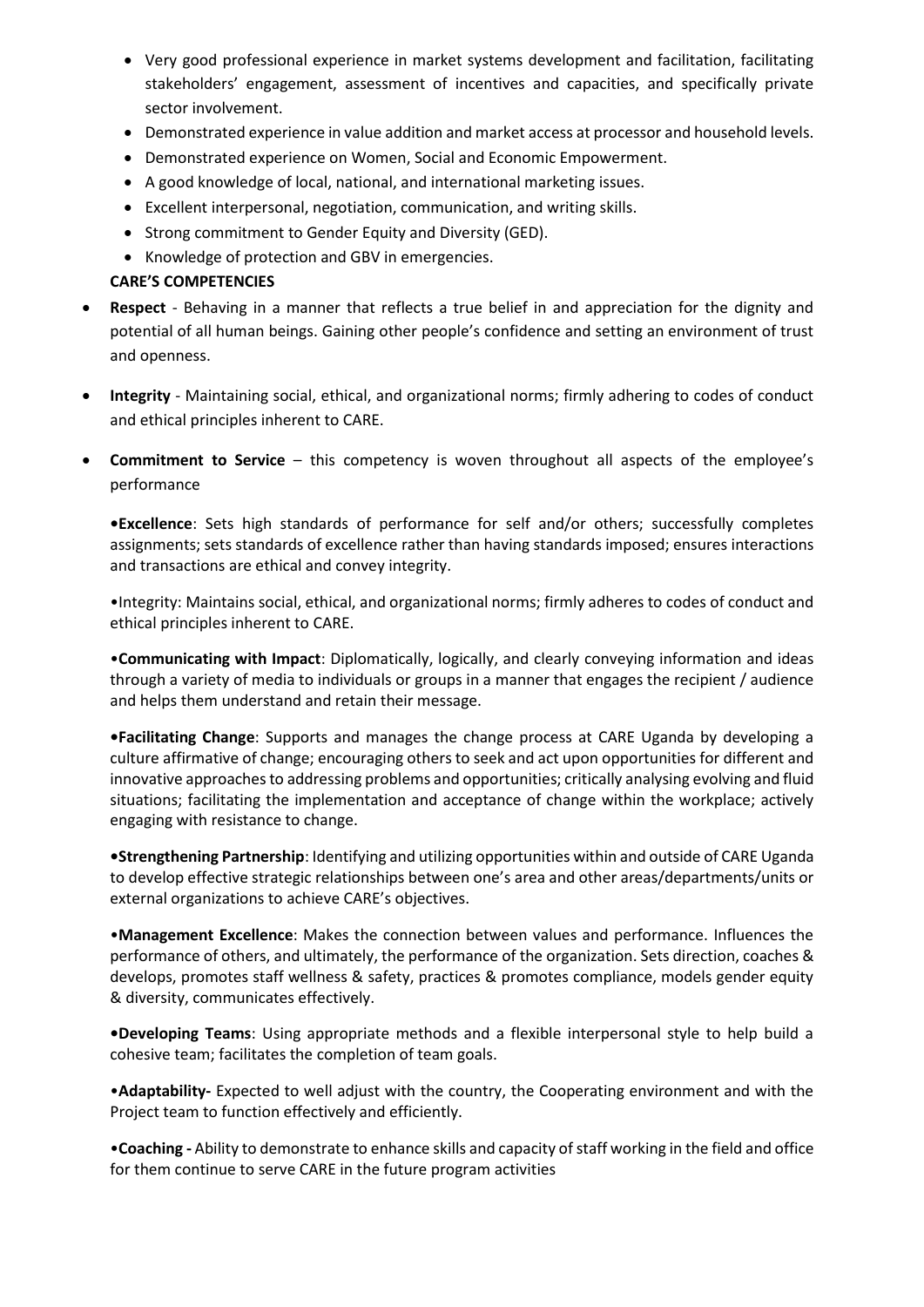- Very good professional experience in market systems development and facilitation, facilitating stakeholders' engagement, assessment of incentives and capacities, and specifically private sector involvement.
- Demonstrated experience in value addition and market access at processor and household levels.
- Demonstrated experience on Women, Social and Economic Empowerment.
- A good knowledge of local, national, and international marketing issues.
- Excellent interpersonal, negotiation, communication, and writing skills.
- Strong commitment to Gender Equity and Diversity (GED).
- Knowledge of protection and GBV in emergencies.

**CARE'S COMPETENCIES**

- **Respect** - Behaving in a manner that reflects a true belief in and appreciation for the dignity and potential of all human beings. Gaining other people's confidence and setting an environment of trust and openness.
- **Integrity** - Maintaining social, ethical, and organizational norms; firmly adhering to codes of conduct and ethical principles inherent to CARE.
- **Commitment to Service** – this competency is woven throughout all aspects of the employee's performance

•**Excellence**: Sets high standards of performance for self and/or others; successfully completes assignments; sets standards of excellence rather than having standards imposed; ensures interactions and transactions are ethical and convey integrity.

•Integrity: Maintains social, ethical, and organizational norms; firmly adheres to codes of conduct and ethical principles inherent to CARE.

•**Communicating with Impact**: Diplomatically, logically, and clearly conveying information and ideas through a variety of media to individuals or groups in a manner that engages the recipient / audience and helps them understand and retain their message.

•**Facilitating Change**: Supports and manages the change process at CARE Uganda by developing a culture affirmative of change; encouraging others to seek and act upon opportunities for different and innovative approaches to addressing problems and opportunities; critically analysing evolving and fluid situations; facilitating the implementation and acceptance of change within the workplace; actively engaging with resistance to change.

•**Strengthening Partnership**: Identifying and utilizing opportunities within and outside of CARE Uganda to develop effective strategic relationships between one's area and other areas/departments/units or external organizations to achieve CARE's objectives.

•**Management Excellence**: Makes the connection between values and performance. Influences the performance of others, and ultimately, the performance of the organization. Sets direction, coaches & develops, promotes staff wellness & safety, practices & promotes compliance, models gender equity & diversity, communicates effectively.

•**Developing Teams**: Using appropriate methods and a flexible interpersonal style to help build a cohesive team; facilitates the completion of team goals.

•**Adaptability-** Expected to well adjust with the country, the Cooperating environment and with the Project team to function effectively and efficiently.

•**Coaching -** Ability to demonstrate to enhance skills and capacity of staff working in the field and office for them continue to serve CARE in the future program activities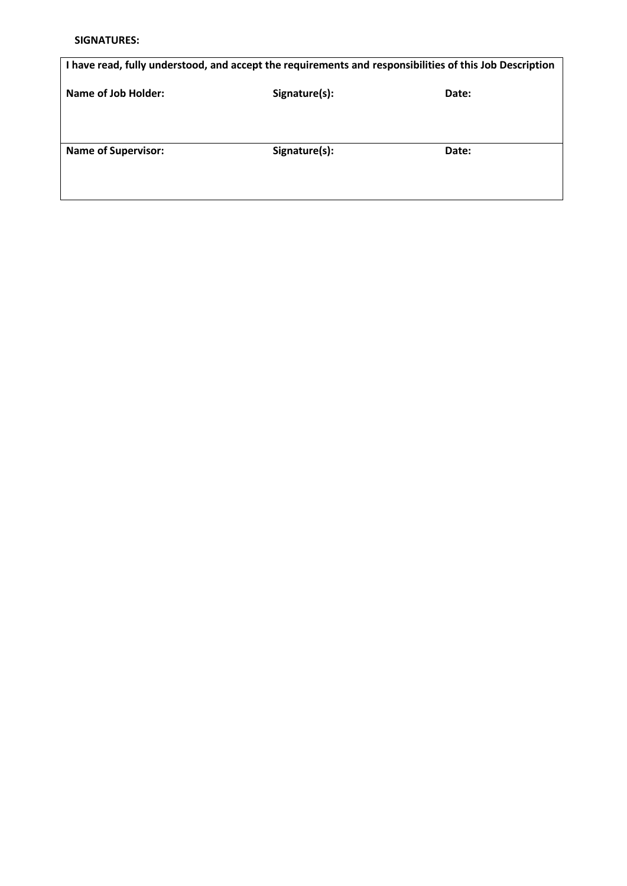**SIGNATURES:**

| I have read, fully understood, and accept the requirements and responsibilities of this Job Description | | |
|---|---|---|
| **Name of Job Holder:** | **Signature(s):** | **Date:** |
| **Name of Supervisor:** | **Signature(s):** | **Date:** |